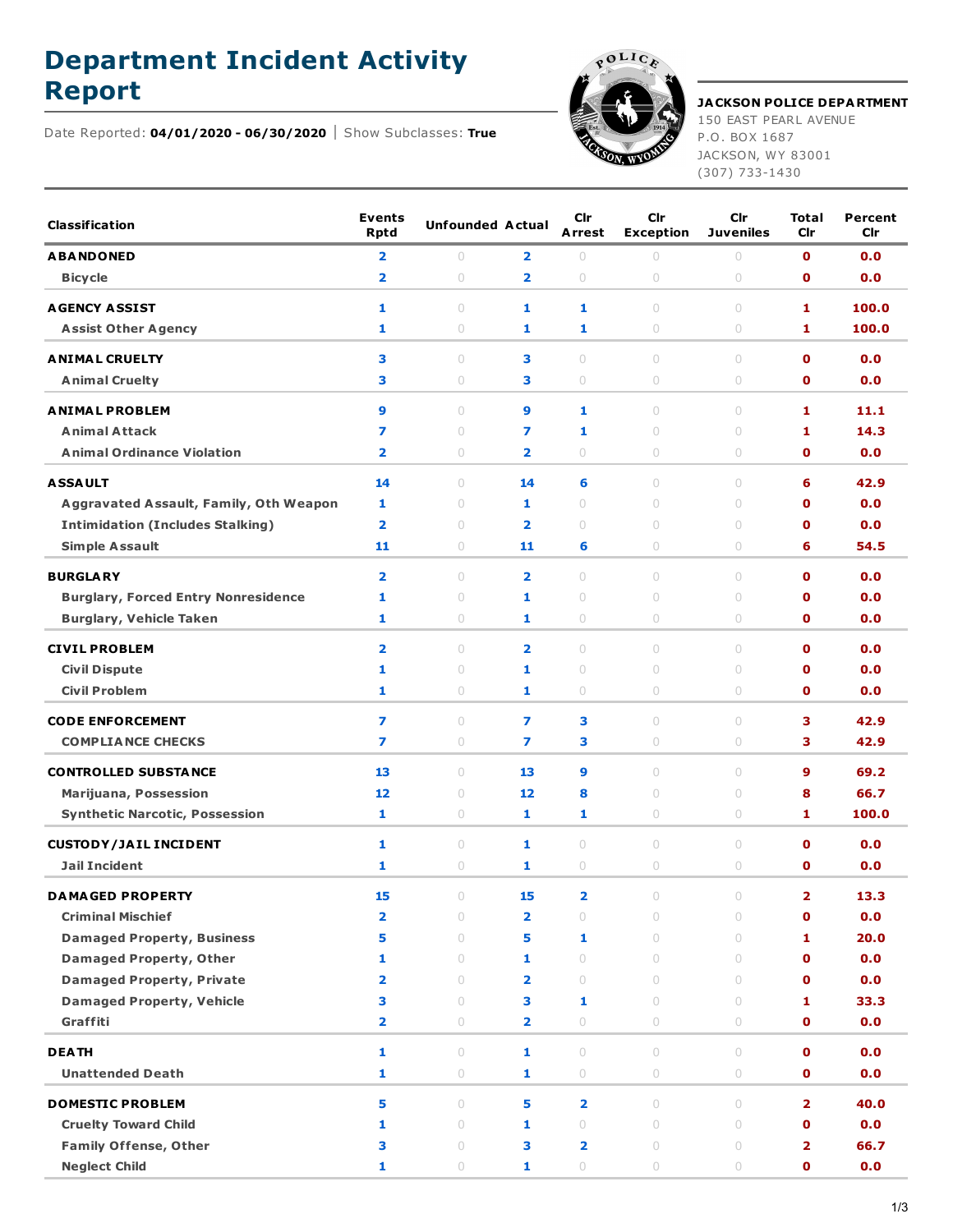# Department Incident Activity Report

Date Reported: **04/01/2020 - 06/30/2020** | Show Subclasses: **True**

**JACKSON POLICE DEPARTMENT**
150 EAST PEARL AVENUE
P.O. BOX 1687
JACKSON, WY 83001
(307) 733-1430

| Classification | Events Rptd | Unfounded | Actual | Clr Arrest | Clr Exception | Clr Juveniles | Total Clr | Percent Clr |
|---|---|---|---|---|---|---|---|---|
| **ABANDONED** | 2 | 0 | 2 | 0 | 0 | 0 | 0 | 0.0 |
| Bicycle | 2 | 0 | 2 | 0 | 0 | 0 | 0 | 0.0 |
| **AGENCY ASSIST** | 1 | 0 | 1 | 1 | 0 | 0 | 1 | 100.0 |
| Assist Other Agency | 1 | 0 | 1 | 1 | 0 | 0 | 1 | 100.0 |
| **ANIMAL CRUELTY** | 3 | 0 | 3 | 0 | 0 | 0 | 0 | 0.0 |
| Animal Cruelty | 3 | 0 | 3 | 0 | 0 | 0 | 0 | 0.0 |
| **ANIMAL PROBLEM** | 9 | 0 | 9 | 1 | 0 | 0 | 1 | 11.1 |
| Animal Attack | 7 | 0 | 7 | 1 | 0 | 0 | 1 | 14.3 |
| Animal Ordinance Violation | 2 | 0 | 2 | 0 | 0 | 0 | 0 | 0.0 |
| **ASSAULT** | 14 | 0 | 14 | 6 | 0 | 0 | 6 | 42.9 |
| Aggravated Assault, Family, Oth Weapon | 1 | 0 | 1 | 0 | 0 | 0 | 0 | 0.0 |
| Intimidation (Includes Stalking) | 2 | 0 | 2 | 0 | 0 | 0 | 0 | 0.0 |
| Simple Assault | 11 | 0 | 11 | 6 | 0 | 0 | 6 | 54.5 |
| **BURGLARY** | 2 | 0 | 2 | 0 | 0 | 0 | 0 | 0.0 |
| Burglary, Forced Entry Nonresidence | 1 | 0 | 1 | 0 | 0 | 0 | 0 | 0.0 |
| Burglary, Vehicle Taken | 1 | 0 | 1 | 0 | 0 | 0 | 0 | 0.0 |
| **CIVIL PROBLEM** | 2 | 0 | 2 | 0 | 0 | 0 | 0 | 0.0 |
| Civil Dispute | 1 | 0 | 1 | 0 | 0 | 0 | 0 | 0.0 |
| Civil Problem | 1 | 0 | 1 | 0 | 0 | 0 | 0 | 0.0 |
| **CODE ENFORCEMENT** | 7 | 0 | 7 | 3 | 0 | 0 | 3 | 42.9 |
| COMPLIANCE CHECKS | 7 | 0 | 7 | 3 | 0 | 0 | 3 | 42.9 |
| **CONTROLLED SUBSTANCE** | 13 | 0 | 13 | 9 | 0 | 0 | 9 | 69.2 |
| Marijuana, Possession | 12 | 0 | 12 | 8 | 0 | 0 | 8 | 66.7 |
| Synthetic Narcotic, Possession | 1 | 0 | 1 | 1 | 0 | 0 | 1 | 100.0 |
| **CUSTODY/JAIL INCIDENT** | 1 | 0 | 1 | 0 | 0 | 0 | 0 | 0.0 |
| Jail Incident | 1 | 0 | 1 | 0 | 0 | 0 | 0 | 0.0 |
| **DAMAGED PROPERTY** | 15 | 0 | 15 | 2 | 0 | 0 | 2 | 13.3 |
| Criminal Mischief | 2 | 0 | 2 | 0 | 0 | 0 | 0 | 0.0 |
| Damaged Property, Business | 5 | 0 | 5 | 1 | 0 | 0 | 1 | 20.0 |
| Damaged Property, Other | 1 | 0 | 1 | 0 | 0 | 0 | 0 | 0.0 |
| Damaged Property, Private | 2 | 0 | 2 | 0 | 0 | 0 | 0 | 0.0 |
| Damaged Property, Vehicle | 3 | 0 | 3 | 1 | 0 | 0 | 1 | 33.3 |
| Graffiti | 2 | 0 | 2 | 0 | 0 | 0 | 0 | 0.0 |
| **DEATH** | 1 | 0 | 1 | 0 | 0 | 0 | 0 | 0.0 |
| Unattended Death | 1 | 0 | 1 | 0 | 0 | 0 | 0 | 0.0 |
| **DOMESTIC PROBLEM** | 5 | 0 | 5 | 2 | 0 | 0 | 2 | 40.0 |
| Cruelty Toward Child | 1 | 0 | 1 | 0 | 0 | 0 | 0 | 0.0 |
| Family Offense, Other | 3 | 0 | 3 | 2 | 0 | 0 | 2 | 66.7 |
| Neglect Child | 1 | 0 | 1 | 0 | 0 | 0 | 0 | 0.0 |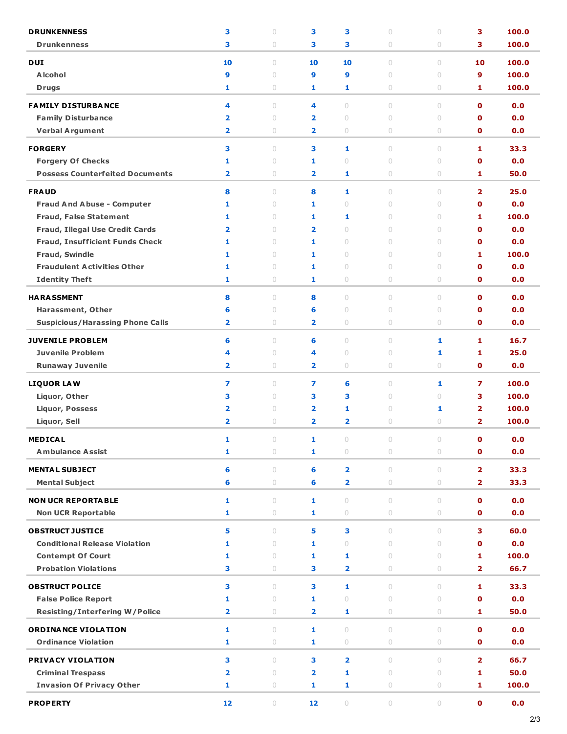| | | | | | | | | |
|---|---|---|---|---|---|---|---|---|
| **DRUNKENNESS** | 3 | 0 | 3 | 3 | 0 | 0 | 3 | 100.0 |
| Drunkenness | 3 | 0 | 3 | 3 | 0 | 0 | 3 | 100.0 |
| **DUI** | 10 | 0 | 10 | 10 | 0 | 0 | 10 | 100.0 |
| Alcohol | 9 | 0 | 9 | 9 | 0 | 0 | 9 | 100.0 |
| Drugs | 1 | 0 | 1 | 1 | 0 | 0 | 1 | 100.0 |
| **FAMILY DISTURBANCE** | 4 | 0 | 4 | 0 | 0 | 0 | 0 | 0.0 |
| Family Disturbance | 2 | 0 | 2 | 0 | 0 | 0 | 0 | 0.0 |
| Verbal Argument | 2 | 0 | 2 | 0 | 0 | 0 | 0 | 0.0 |
| **FORGERY** | 3 | 0 | 3 | 1 | 0 | 0 | 1 | 33.3 |
| Forgery Of Checks | 1 | 0 | 1 | 0 | 0 | 0 | 0 | 0.0 |
| Possess Counterfeited Documents | 2 | 0 | 2 | 1 | 0 | 0 | 1 | 50.0 |
| **FRAUD** | 8 | 0 | 8 | 1 | 0 | 0 | 2 | 25.0 |
| Fraud And Abuse - Computer | 1 | 0 | 1 | 0 | 0 | 0 | 0 | 0.0 |
| Fraud, False Statement | 1 | 0 | 1 | 1 | 0 | 0 | 1 | 100.0 |
| Fraud, Illegal Use Credit Cards | 2 | 0 | 2 | 0 | 0 | 0 | 0 | 0.0 |
| Fraud, Insufficient Funds Check | 1 | 0 | 1 | 0 | 0 | 0 | 0 | 0.0 |
| Fraud, Swindle | 1 | 0 | 1 | 0 | 0 | 0 | 1 | 100.0 |
| Fraudulent Activities Other | 1 | 0 | 1 | 0 | 0 | 0 | 0 | 0.0 |
| Identity Theft | 1 | 0 | 1 | 0 | 0 | 0 | 0 | 0.0 |
| **HARASSMENT** | 8 | 0 | 8 | 0 | 0 | 0 | 0 | 0.0 |
| Harassment, Other | 6 | 0 | 6 | 0 | 0 | 0 | 0 | 0.0 |
| Suspicious/Harassing Phone Calls | 2 | 0 | 2 | 0 | 0 | 0 | 0 | 0.0 |
| **JUVENILE PROBLEM** | 6 | 0 | 6 | 0 | 0 | 1 | 1 | 16.7 |
| Juvenile Problem | 4 | 0 | 4 | 0 | 0 | 1 | 1 | 25.0 |
| Runaway Juvenile | 2 | 0 | 2 | 0 | 0 | 0 | 0 | 0.0 |
| **LIQUOR LAW** | 7 | 0 | 7 | 6 | 0 | 1 | 7 | 100.0 |
| Liquor, Other | 3 | 0 | 3 | 3 | 0 | 0 | 3 | 100.0 |
| Liquor, Possess | 2 | 0 | 2 | 1 | 0 | 1 | 2 | 100.0 |
| Liquor, Sell | 2 | 0 | 2 | 2 | 0 | 0 | 2 | 100.0 |
| **MEDICAL** | 1 | 0 | 1 | 0 | 0 | 0 | 0 | 0.0 |
| Ambulance Assist | 1 | 0 | 1 | 0 | 0 | 0 | 0 | 0.0 |
| **MENTAL SUBJECT** | 6 | 0 | 6 | 2 | 0 | 0 | 2 | 33.3 |
| Mental Subject | 6 | 0 | 6 | 2 | 0 | 0 | 2 | 33.3 |
| **NON UCR REPORTABLE** | 1 | 0 | 1 | 0 | 0 | 0 | 0 | 0.0 |
| Non UCR Reportable | 1 | 0 | 1 | 0 | 0 | 0 | 0 | 0.0 |
| **OBSTRUCT JUSTICE** | 5 | 0 | 5 | 3 | 0 | 0 | 3 | 60.0 |
| Conditional Release Violation | 1 | 0 | 1 | 0 | 0 | 0 | 0 | 0.0 |
| Contempt Of Court | 1 | 0 | 1 | 1 | 0 | 0 | 1 | 100.0 |
| Probation Violations | 3 | 0 | 3 | 2 | 0 | 0 | 2 | 66.7 |
| **OBSTRUCT POLICE** | 3 | 0 | 3 | 1 | 0 | 0 | 1 | 33.3 |
| False Police Report | 1 | 0 | 1 | 0 | 0 | 0 | 0 | 0.0 |
| Resisting/Interfering W/Police | 2 | 0 | 2 | 1 | 0 | 0 | 1 | 50.0 |
| **ORDINANCE VIOLATION** | 1 | 0 | 1 | 0 | 0 | 0 | 0 | 0.0 |
| Ordinance Violation | 1 | 0 | 1 | 0 | 0 | 0 | 0 | 0.0 |
| **PRIVACY VIOLATION** | 3 | 0 | 3 | 2 | 0 | 0 | 2 | 66.7 |
| Criminal Trespass | 2 | 0 | 2 | 1 | 0 | 0 | 1 | 50.0 |
| Invasion Of Privacy Other | 1 | 0 | 1 | 1 | 0 | 0 | 1 | 100.0 |
| **PROPERTY** | 12 | 0 | 12 | 0 | 0 | 0 | 0 | 0.0 |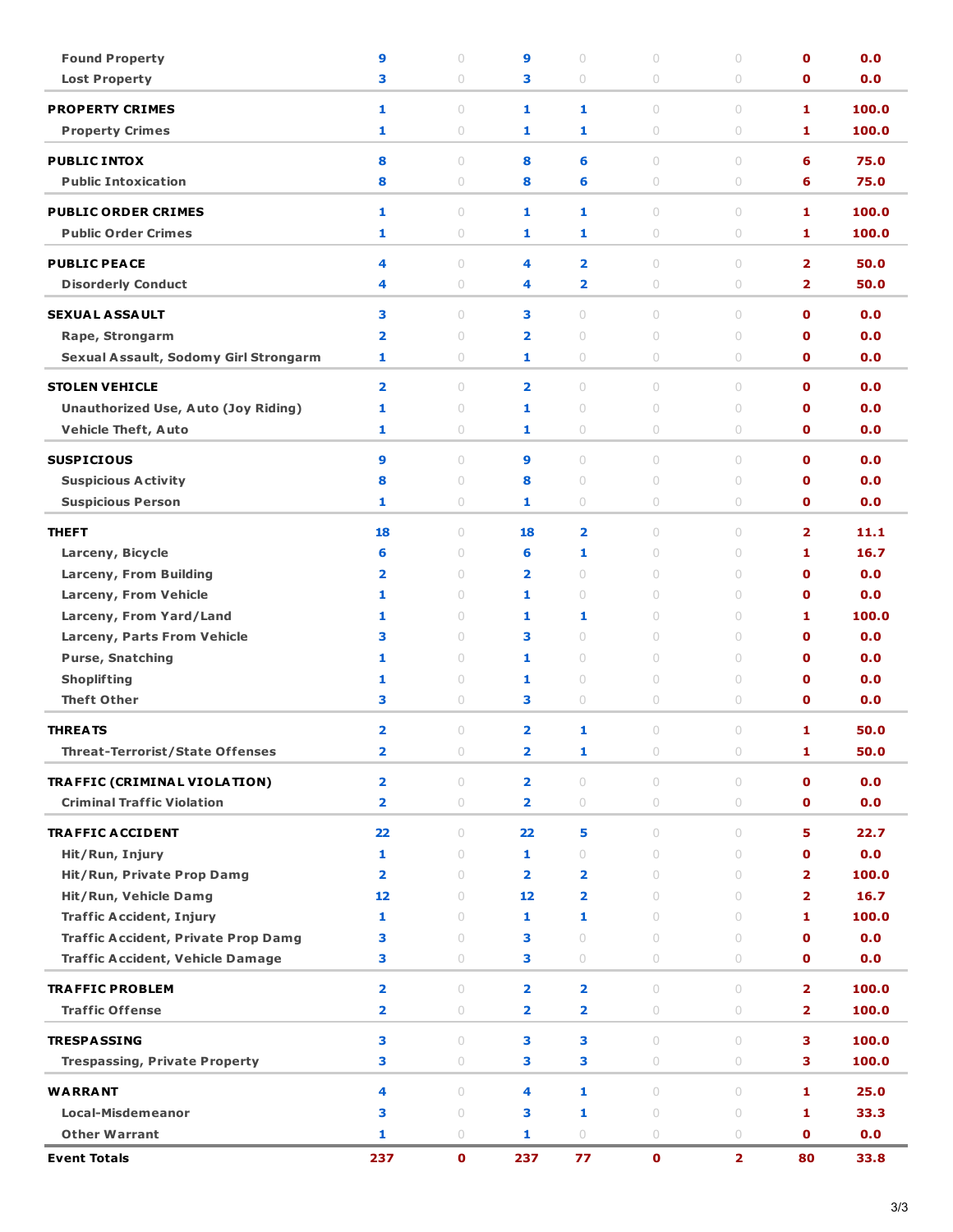| | | | | | | | | |
|---|---|---|---|---|---|---|---|---|
| Found Property | 9 | 0 | 9 | 0 | 0 | 0 | **0** | **0.0** |
| Lost Property | 3 | 0 | 3 | 0 | 0 | 0 | **0** | **0.0** |
| **PROPERTY CRIMES** | 1 | 0 | 1 | 1 | 0 | 0 | **1** | **100.0** |
| Property Crimes | 1 | 0 | 1 | 1 | 0 | 0 | **1** | **100.0** |
| **PUBLIC INTOX** | 8 | 0 | 8 | 6 | 0 | 0 | **6** | **75.0** |
| Public Intoxication | 8 | 0 | 8 | 6 | 0 | 0 | **6** | **75.0** |
| **PUBLIC ORDER CRIMES** | 1 | 0 | 1 | 1 | 0 | 0 | **1** | **100.0** |
| Public Order Crimes | 1 | 0 | 1 | 1 | 0 | 0 | **1** | **100.0** |
| **PUBLIC PEACE** | 4 | 0 | 4 | 2 | 0 | 0 | **2** | **50.0** |
| Disorderly Conduct | 4 | 0 | 4 | 2 | 0 | 0 | **2** | **50.0** |
| **SEXUAL ASSAULT** | 3 | 0 | 3 | 0 | 0 | 0 | **0** | **0.0** |
| Rape, Strongarm | 2 | 0 | 2 | 0 | 0 | 0 | **0** | **0.0** |
| Sexual Assault, Sodomy Girl Strongarm | 1 | 0 | 1 | 0 | 0 | 0 | **0** | **0.0** |
| **STOLEN VEHICLE** | 2 | 0 | 2 | 0 | 0 | 0 | **0** | **0.0** |
| Unauthorized Use, Auto (Joy Riding) | 1 | 0 | 1 | 0 | 0 | 0 | **0** | **0.0** |
| Vehicle Theft, Auto | 1 | 0 | 1 | 0 | 0 | 0 | **0** | **0.0** |
| **SUSPICIOUS** | 9 | 0 | 9 | 0 | 0 | 0 | **0** | **0.0** |
| Suspicious Activity | 8 | 0 | 8 | 0 | 0 | 0 | **0** | **0.0** |
| Suspicious Person | 1 | 0 | 1 | 0 | 0 | 0 | **0** | **0.0** |
| **THEFT** | 18 | 0 | 18 | 2 | 0 | 0 | **2** | **11.1** |
| Larceny, Bicycle | 6 | 0 | 6 | 1 | 0 | 0 | **1** | **16.7** |
| Larceny, From Building | 2 | 0 | 2 | 0 | 0 | 0 | **0** | **0.0** |
| Larceny, From Vehicle | 1 | 0 | 1 | 0 | 0 | 0 | **0** | **0.0** |
| Larceny, From Yard/Land | 1 | 0 | 1 | 1 | 0 | 0 | **1** | **100.0** |
| Larceny, Parts From Vehicle | 3 | 0 | 3 | 0 | 0 | 0 | **0** | **0.0** |
| Purse, Snatching | 1 | 0 | 1 | 0 | 0 | 0 | **0** | **0.0** |
| Shoplifting | 1 | 0 | 1 | 0 | 0 | 0 | **0** | **0.0** |
| Theft Other | 3 | 0 | 3 | 0 | 0 | 0 | **0** | **0.0** |
| **THREATS** | 2 | 0 | 2 | 1 | 0 | 0 | **1** | **50.0** |
| Threat-Terrorist/State Offenses | 2 | 0 | 2 | 1 | 0 | 0 | **1** | **50.0** |
| **TRAFFIC (CRIMINAL VIOLATION)** | 2 | 0 | 2 | 0 | 0 | 0 | **0** | **0.0** |
| Criminal Traffic Violation | 2 | 0 | 2 | 0 | 0 | 0 | **0** | **0.0** |
| **TRAFFIC ACCIDENT** | 22 | 0 | 22 | 5 | 0 | 0 | **5** | **22.7** |
| Hit/Run, Injury | 1 | 0 | 1 | 0 | 0 | 0 | **0** | **0.0** |
| Hit/Run, Private Prop Damg | 2 | 0 | 2 | 2 | 0 | 0 | **2** | **100.0** |
| Hit/Run, Vehicle Damg | 12 | 0 | 12 | 2 | 0 | 0 | **2** | **16.7** |
| Traffic Accident, Injury | 1 | 0 | 1 | 1 | 0 | 0 | **1** | **100.0** |
| Traffic Accident, Private Prop Damg | 3 | 0 | 3 | 0 | 0 | 0 | **0** | **0.0** |
| Traffic Accident, Vehicle Damage | 3 | 0 | 3 | 0 | 0 | 0 | **0** | **0.0** |
| **TRAFFIC PROBLEM** | 2 | 0 | 2 | 2 | 0 | 0 | **2** | **100.0** |
| Traffic Offense | 2 | 0 | 2 | 2 | 0 | 0 | **2** | **100.0** |
| **TRESPASSING** | 3 | 0 | 3 | 3 | 0 | 0 | **3** | **100.0** |
| Trespassing, Private Property | 3 | 0 | 3 | 3 | 0 | 0 | **3** | **100.0** |
| **WARRANT** | 4 | 0 | 4 | 1 | 0 | 0 | **1** | **25.0** |
| Local-Misdemeanor | 3 | 0 | 3 | 1 | 0 | 0 | **1** | **33.3** |
| Other Warrant | 1 | 0 | 1 | 0 | 0 | 0 | **0** | **0.0** |
| **Event Totals** | **237** | **0** | **237** | **77** | **0** | **2** | **80** | **33.8** |